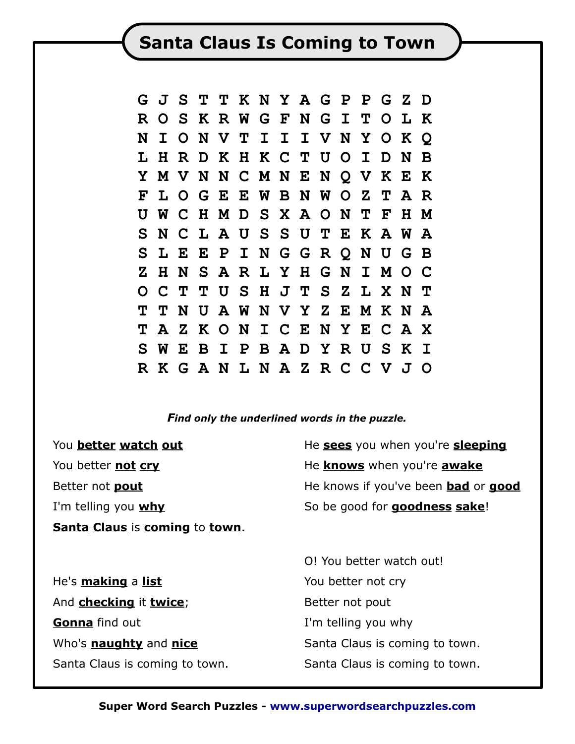# Santa Claus Is Coming to Town

```
G J S T T K N Y A G P P G Z D
R O S K R W G F N G I T O L K
N I O N V T I I I V N Y O K Q
L H R D K H K C T U O I D N B
Y M V N N C M N E N Q V K E K
F L O G E E W B N W O Z T A R
U W C H M D S X A O N T F H M
S N C L A U S S U T E K A W A
S L E E P I N G G R Q N U G B
Z H N S A R L Y H G N I M O C
O C T T U S H J T S Z L X N T
T T N U A W N V Y Z E M K N A
T A Z K O N I C E N Y E C A X
S W E B I P B A D Y R U S K I
R K G A N L N A Z R C C V J O
```

***Find only the underlined words in the puzzle.***

You **better** **watch** **out**
You better **not** **cry**
Better not **pout**
I'm telling you **why**
**Santa** **Claus** is **coming** to **town**.

He's **making** a **list**
And **checking** it **twice**;
**Gonna** find out
Who's **naughty** and **nice**
Santa Claus is coming to town.

He **sees** you when you're **sleeping**
He **knows** when you're **awake**
He knows if you've been **bad** or **good**
So be good for **goodness** **sake**!

O! You better watch out!
You better not cry
Better not pout
I'm telling you why
Santa Claus is coming to town.
Santa Claus is coming to town.

Super Word Search Puzzles - www.superwordsearchpuzzles.com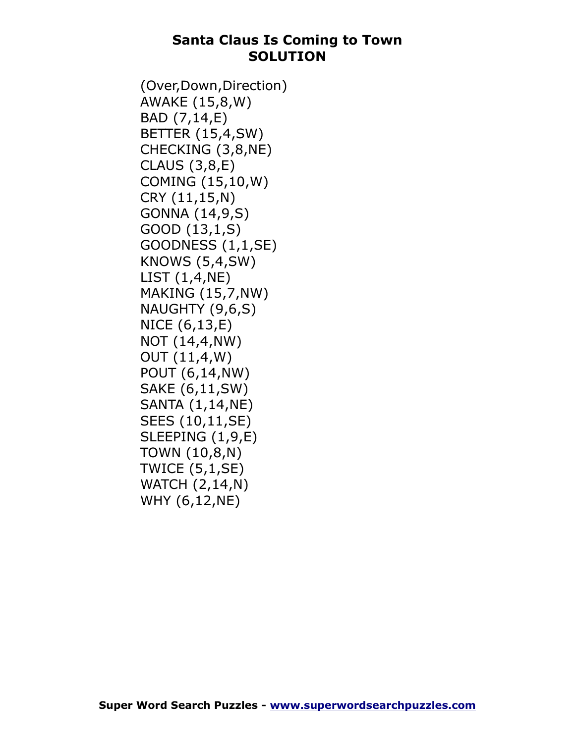# Santa Claus Is Coming to Town
# SOLUTION

(Over,Down,Direction)
AWAKE (15,8,W)
BAD (7,14,E)
BETTER (15,4,SW)
CHECKING (3,8,NE)
CLAUS (3,8,E)
COMING (15,10,W)
CRY (11,15,N)
GONNA (14,9,S)
GOOD (13,1,S)
GOODNESS (1,1,SE)
KNOWS (5,4,SW)
LIST (1,4,NE)
MAKING (15,7,NW)
NAUGHTY (9,6,S)
NICE (6,13,E)
NOT (14,4,NW)
OUT (11,4,W)
POUT (6,14,NW)
SAKE (6,11,SW)
SANTA (1,14,NE)
SEES (10,11,SE)
SLEEPING (1,9,E)
TOWN (10,8,N)
TWICE (5,1,SE)
WATCH (2,14,N)
WHY (6,12,NE)

**Super Word Search Puzzles - [www.superwordsearchpuzzles.com](http://www.superwordsearchpuzzles.com)**